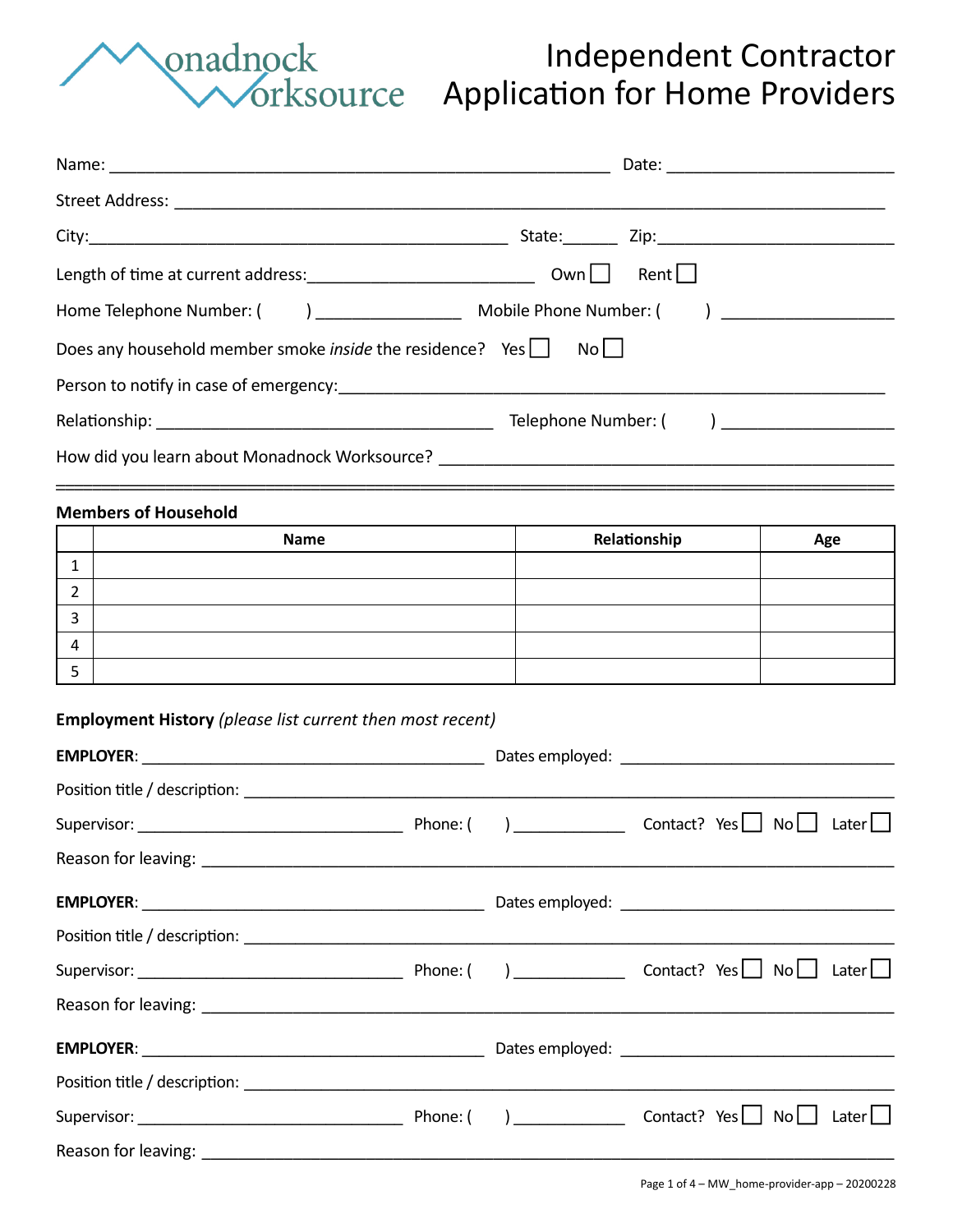Monadnock Worksource

# Independent Contractor Application for Home Providers

Name: ______________________________________________ Date: ____________________

Street Address: ____________________________________________________________

City: ____________________________________ State: ______ Zip: ____________________

Length of time at current address: ____________________ Own ☐ Rent ☐

Home Telephone Number: ( ) ______________ Mobile Phone Number: ( ) ________________

Does any household member smoke *inside* the residence? Yes ☐ No ☐

Person to notify in case of emergency: ______________________________________________

Relationship: ______________________________ Telephone Number: ( ) ________________

How did you learn about Monadnock Worksource? ______________________________________

______________________________________________________________________________

**Members of Household**

| | Name | Relationship | Age |
|---|---|---|---|
| 1 | | | |
| 2 | | | |
| 3 | | | |
| 4 | | | |
| 5 | | | |

**Employment History** *(please list current then most recent)*

**EMPLOYER**: ________________________________ Dates employed: __________________________

Position title / description: __________________________________________________________

Supervisor: __________________________ Phone: ( ) __________ Contact? Yes ☐ No ☐ Later ☐

Reason for leaving: _________________________________________________________________

**EMPLOYER**: ________________________________ Dates employed: __________________________

Position title / description: __________________________________________________________

Supervisor: __________________________ Phone: ( ) __________ Contact? Yes ☐ No ☐ Later ☐

Reason for leaving: _________________________________________________________________

**EMPLOYER**: ________________________________ Dates employed: __________________________

Position title / description: __________________________________________________________

Supervisor: __________________________ Phone: ( ) __________ Contact? Yes ☐ No ☐ Later ☐

Reason for leaving: _________________________________________________________________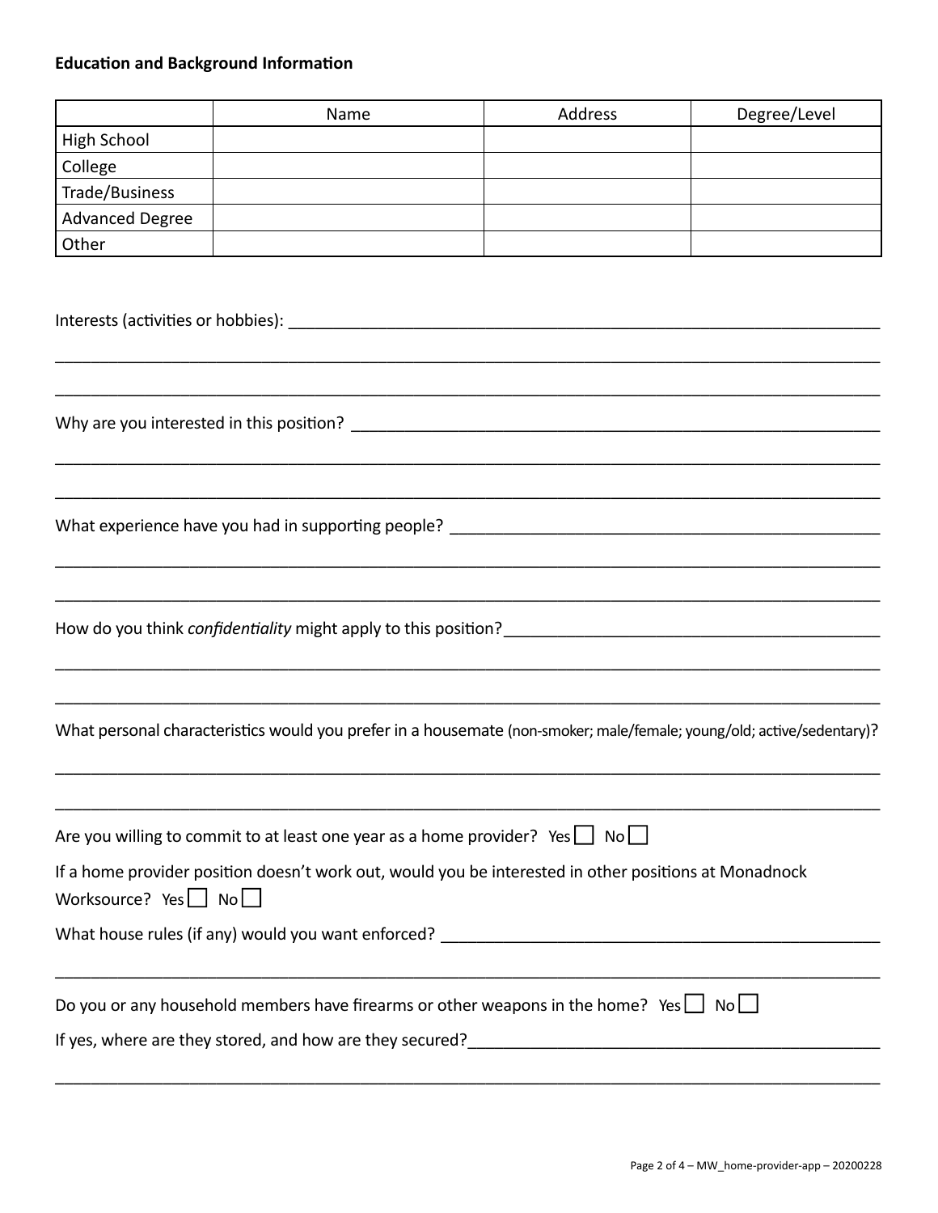**Education and Background Information**

| | Name | Address | Degree/Level |
| --- | --- | --- | --- |
| High School | | | |
| College | | | |
| Trade/Business | | | |
| Advanced Degree | | | |
| Other | | | |

Interests (activities or hobbies): ____________________________________________________________

____________________________________________________________________________________

____________________________________________________________________________________

Why are you interested in this position? _______________________________________________________

____________________________________________________________________________________

____________________________________________________________________________________

What experience have you had in supporting people? ____________________________________________

____________________________________________________________________________________

____________________________________________________________________________________

How do you think *confidentiality* might apply to this position?___________________________________

____________________________________________________________________________________

____________________________________________________________________________________

What personal characteristics would you prefer in a housemate (non-smoker; male/female; young/old; active/sedentary)?

____________________________________________________________________________________

____________________________________________________________________________________

Are you willing to commit to at least one year as a home provider? Yes ☐ No ☐

If a home provider position doesn't work out, would you be interested in other positions at Monadnock Worksource? Yes ☐ No ☐

What house rules (if any) would you want enforced? _____________________________________________

____________________________________________________________________________________

Do you or any household members have firearms or other weapons in the home? Yes ☐ No ☐

If yes, where are they stored, and how are they secured?__________________________________________

____________________________________________________________________________________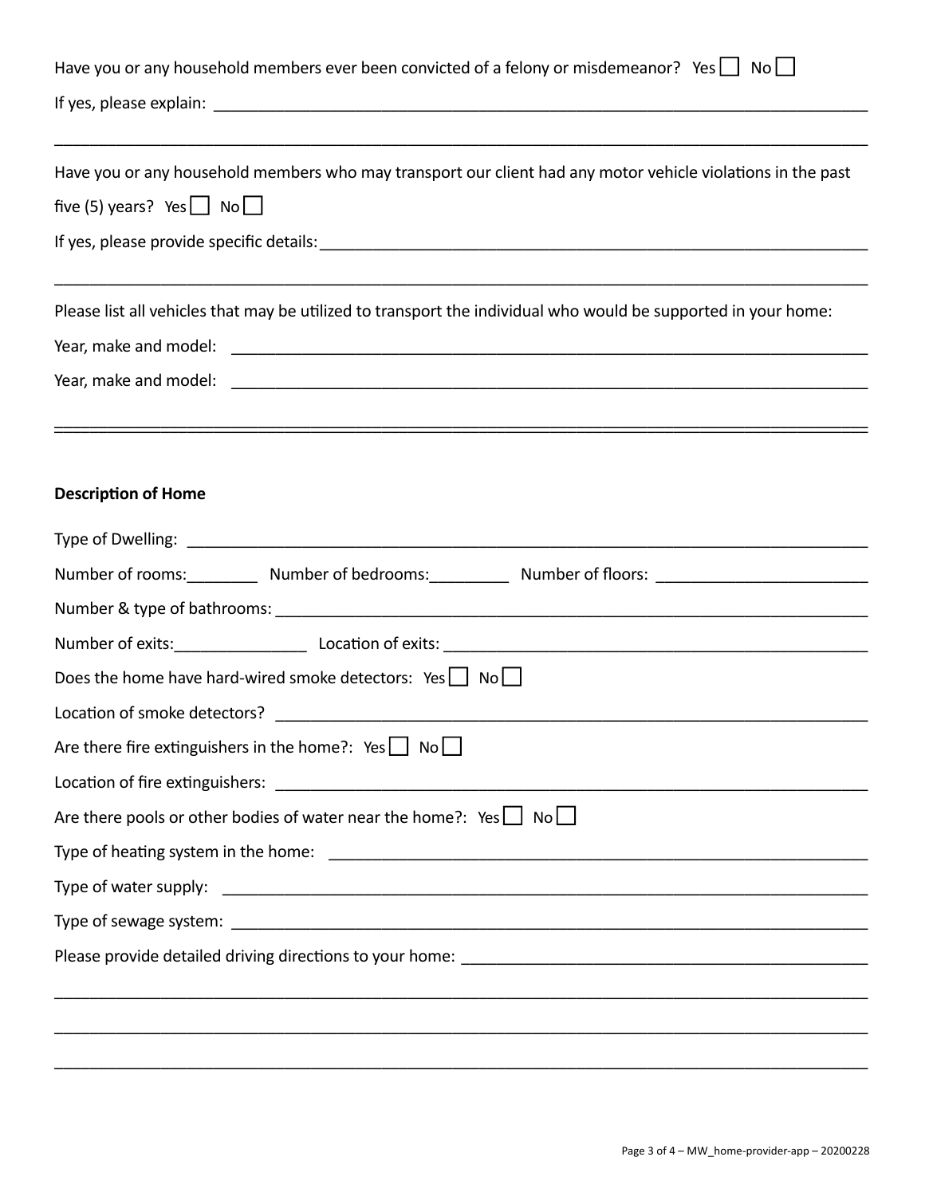Have you or any household members ever been convicted of a felony or misdemeanor? Yes ☐ No ☐

If yes, please explain: ____________________________________________________________

____________________________________________________________________________

Have you or any household members who may transport our client had any motor vehicle violations in the past five (5) years? Yes ☐ No ☐

If yes, please provide specific details: ____________________________________________________

____________________________________________________________________________

Please list all vehicles that may be utilized to transport the individual who would be supported in your home:

Year, make and model: ____________________________________________________________

Year, make and model: ____________________________________________________________

____________________________________________________________________________

**Description of Home**

Type of Dwelling: ________________________________________________________________

Number of rooms:________ Number of bedrooms:_________ Number of floors: _______________________

Number & type of bathrooms: _______________________________________________________

Number of exits:_______________ Location of exits: _________________________________________

Does the home have hard-wired smoke detectors: Yes ☐ No ☐

Location of smoke detectors? _______________________________________________________

Are there fire extinguishers in the home?: Yes ☐ No ☐

Location of fire extinguishers: ______________________________________________________

Are there pools or other bodies of water near the home?: Yes ☐ No ☐

Type of heating system in the home: __________________________________________________

Type of water supply: ____________________________________________________________

Type of sewage system: ___________________________________________________________

Please provide detailed driving directions to your home: _________________________________________

____________________________________________________________________________

____________________________________________________________________________

____________________________________________________________________________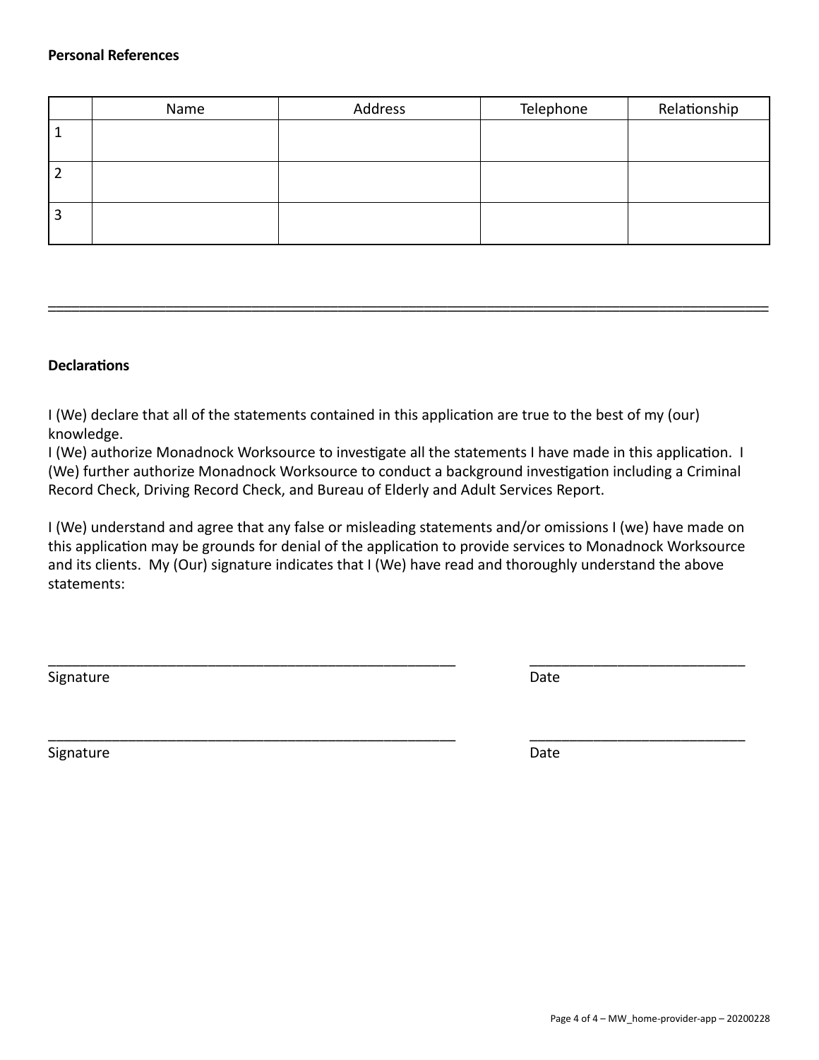**Personal References**

| | Name | Address | Telephone | Relationship |
|---|---|---|---|---|
| 1 | | | | |
| 2 | | | | |
| 3 | | | | |

---

**Declarations**

I (We) declare that all of the statements contained in this application are true to the best of my (our) knowledge.
I (We) authorize Monadnock Worksource to investigate all the statements I have made in this application. I (We) further authorize Monadnock Worksource to conduct a background investigation including a Criminal Record Check, Driving Record Check, and Bureau of Elderly and Adult Services Report.

I (We) understand and agree that any false or misleading statements and/or omissions I (we) have made on this application may be grounds for denial of the application to provide services to Monadnock Worksource and its clients. My (Our) signature indicates that I (We) have read and thoroughly understand the above statements:

_____________________________________________________ ____________________________
Signature Date

_____________________________________________________ ____________________________
Signature Date